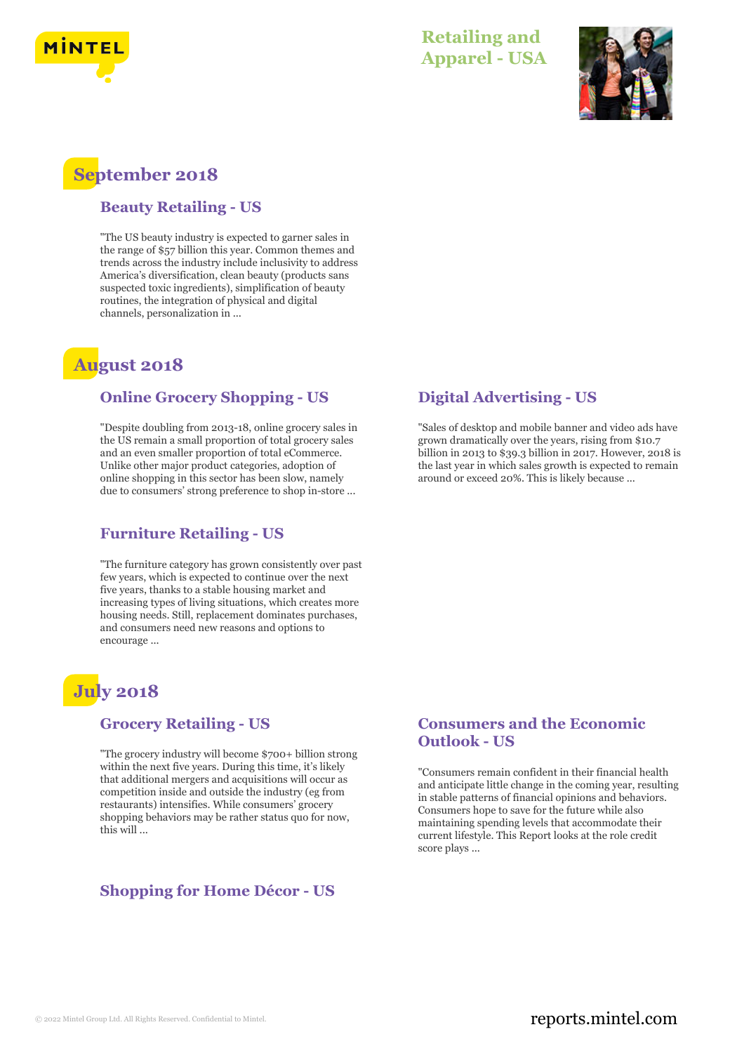# Retailing and Apparel - USA

## September 2018

### Beauty Retailing - US

"The US beauty industry is expected to garner sales in the range of $57 billion this year. Common themes and trends across the industry include inclusivity to address America's diversification, clean beauty (products sans suspected toxic ingredients), simplification of beauty routines, the integration of physical and digital channels, personalization in ...

## August 2018

### Online Grocery Shopping - US

"Despite doubling from 2013-18, online grocery sales in the US remain a small proportion of total grocery sales and an even smaller proportion of total eCommerce. Unlike other major product categories, adoption of online shopping in this sector has been slow, namely due to consumers' strong preference to shop in-store ...

### Digital Advertising - US

"Sales of desktop and mobile banner and video ads have grown dramatically over the years, rising from $10.7 billion in 2013 to $39.3 billion in 2017. However, 2018 is the last year in which sales growth is expected to remain around or exceed 20%. This is likely because ...

### Furniture Retailing - US

"The furniture category has grown consistently over past few years, which is expected to continue over the next five years, thanks to a stable housing market and increasing types of living situations, which creates more housing needs. Still, replacement dominates purchases, and consumers need new reasons and options to encourage ...

## July 2018

### Grocery Retailing - US

"The grocery industry will become $700+ billion strong within the next five years. During this time, it's likely that additional mergers and acquisitions will occur as competition inside and outside the industry (eg from restaurants) intensifies. While consumers' grocery shopping behaviors may be rather status quo for now, this will ...

### Consumers and the Economic Outlook - US

"Consumers remain confident in their financial health and anticipate little change in the coming year, resulting in stable patterns of financial opinions and behaviors. Consumers hope to save for the future while also maintaining spending levels that accommodate their current lifestyle. This Report looks at the role credit score plays ...

### Shopping for Home Décor - US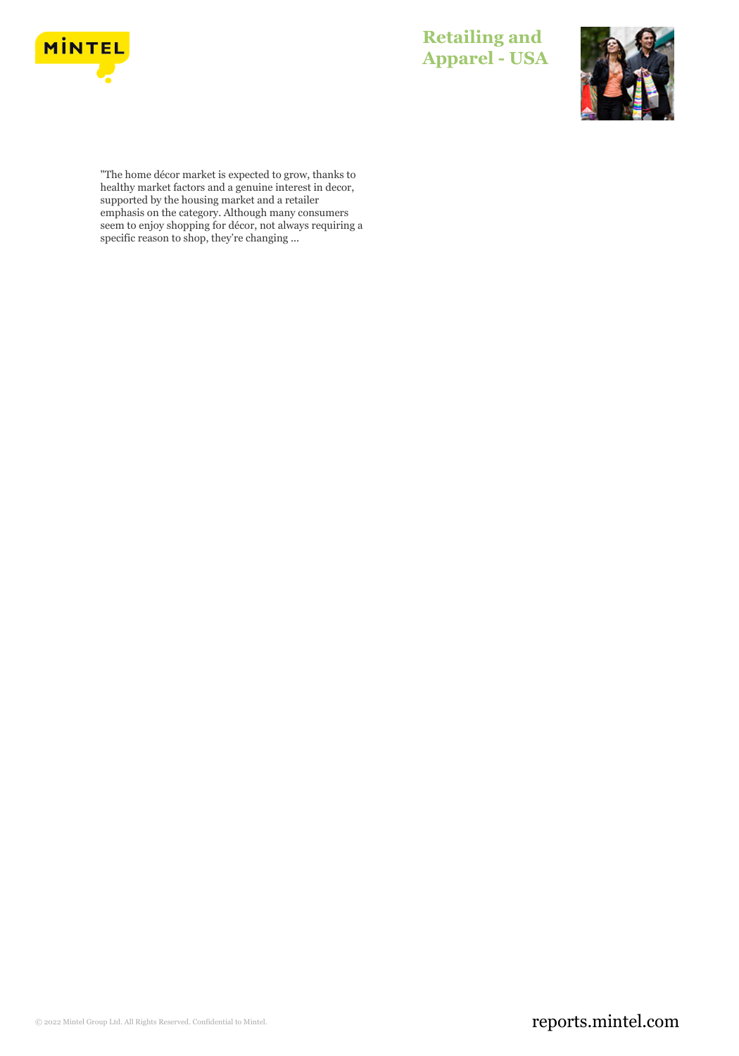"The home décor market is expected to grow, thanks to healthy market factors and a genuine interest in decor, supported by the housing market and a retailer emphasis on the category. Although many consumers seem to enjoy shopping for décor, not always requiring a specific reason to shop, they're changing ...